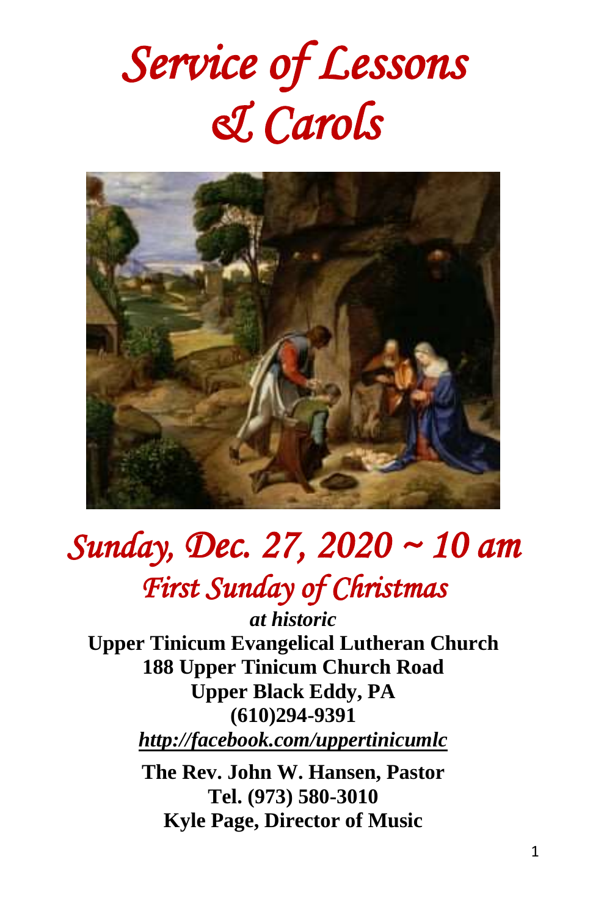# *Service of Lessons & Carols*

## *Sunday, Dec. 27, 2020 ~ 10 am*

### *First Sunday of Christmas*

***at historic***

**Upper Tinicum Evangelical Lutheran Church**
**188 Upper Tinicum Church Road**
**Upper Black Eddy, PA**
**(610)294-9391**
***http://facebook.com/uppertinicumlc***

**The Rev. John W. Hansen, Pastor**
**Tel. (973) 580-3010**
**Kyle Page, Director of Music**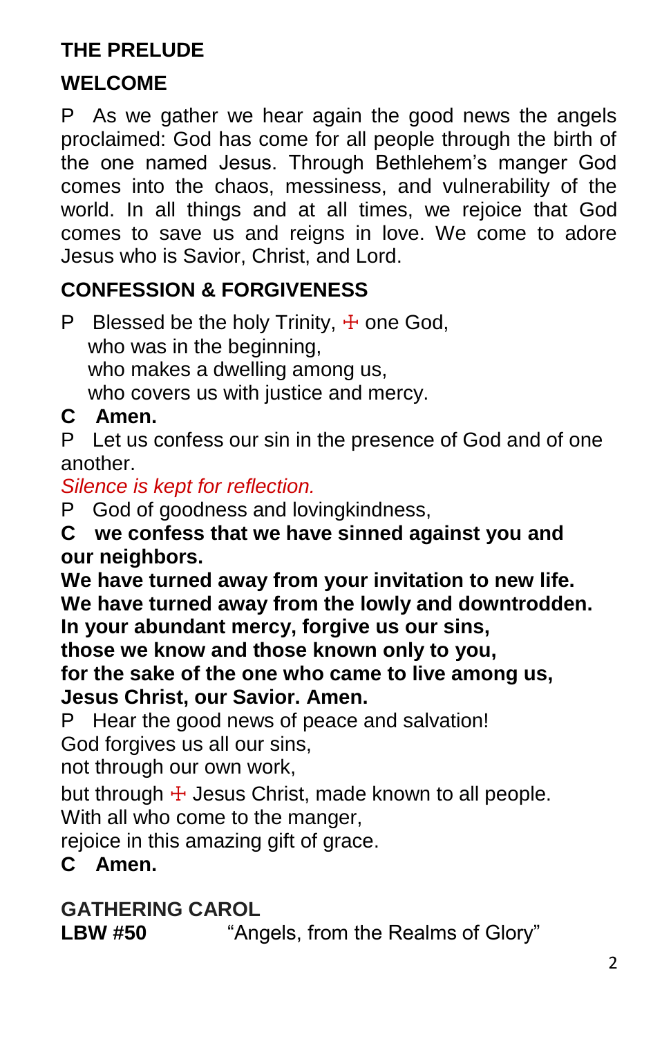## THE PRELUDE

## WELCOME

P As we gather we hear again the good news the angels proclaimed: God has come for all people through the birth of the one named Jesus. Through Bethlehem's manger God comes into the chaos, messiness, and vulnerability of the world. In all things and at all times, we rejoice that God comes to save us and reigns in love. We come to adore Jesus who is Savior, Christ, and Lord.

## CONFESSION & FORGIVENESS

P Blessed be the holy Trinity, ☩ one God,
who was in the beginning,
who makes a dwelling among us,
who covers us with justice and mercy.

**C Amen.**

P Let us confess our sin in the presence of God and of one another.

*Silence is kept for reflection.*

P God of goodness and lovingkindness,

**C we confess that we have sinned against you and our neighbors.**
**We have turned away from your invitation to new life.**
**We have turned away from the lowly and downtrodden.**
**In your abundant mercy, forgive us our sins,**
**those we know and those known only to you,**
**for the sake of the one who came to live among us,**
**Jesus Christ, our Savior. Amen.**

P Hear the good news of peace and salvation!
God forgives us all our sins,
not through our own work,
but through ☩ Jesus Christ, made known to all people.
With all who come to the manger,
rejoice in this amazing gift of grace.

**C Amen.**

## GATHERING CAROL

**LBW #50** "Angels, from the Realms of Glory"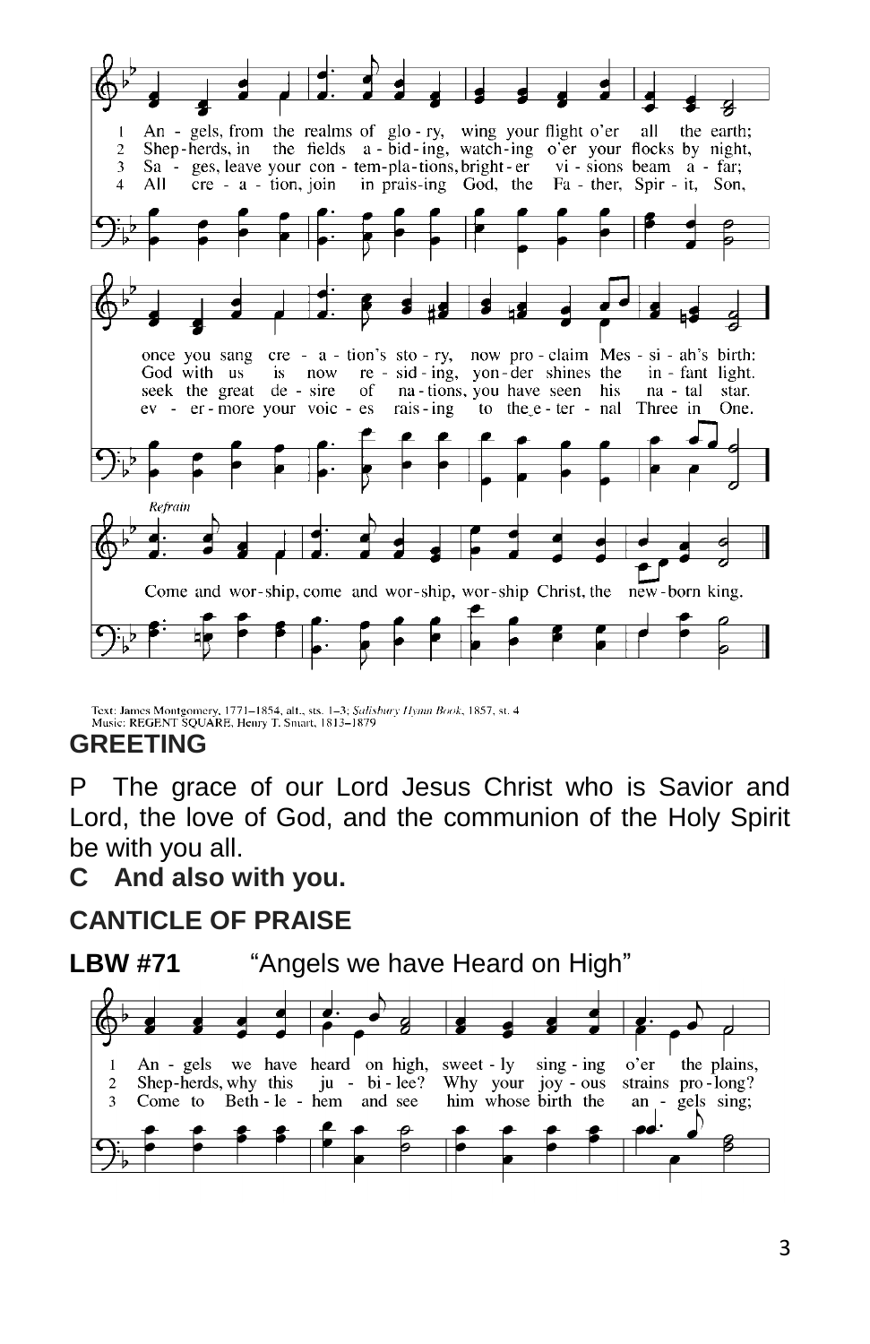1 An - gels, from the realms of glo - ry, wing your flight o'er all the earth;
2 Shep-herds, in the fields a - bid - ing, watch-ing o'er your flocks by night,
3 Sa - ges, leave your con - tem-pla-tions, bright - er vi - sions beam a - far;
4 All cre - a - tion, join in prais-ing God, the Fa - ther, Spir - it, Son,

once you sang cre - a - tion's sto - ry, now pro - claim Mes - si - ah's birth:
God with us is now re - sid - ing, yon - der shines the in - fant light.
seek the great de - sire of na - tions, you have seen his na - tal star.
ev - er-more your voic - es rais - ing to the e - ter - nal Three in One.

*Refrain*

Come and wor-ship, come and wor-ship, wor-ship Christ, the new-born king.

Text: James Montgomery, 1771–1854, alt., sts. 1–3; *Salisbury Hymn Book*, 1857, st. 4
Music: REGENT SQUARE, Henry T. Smart, 1813–1879

## GREETING

P The grace of our Lord Jesus Christ who is Savior and Lord, the love of God, and the communion of the Holy Spirit be with you all.

**C And also with you.**

## CANTICLE OF PRAISE

**LBW #71** "Angels we have Heard on High"

1 An - gels we have heard on high, sweet - ly sing - ing o'er the plains,
2 Shep-herds, why this ju - bi - lee? Why your joy - ous strains pro - long?
3 Come to Beth - le - hem and see him whose birth the an - gels sing;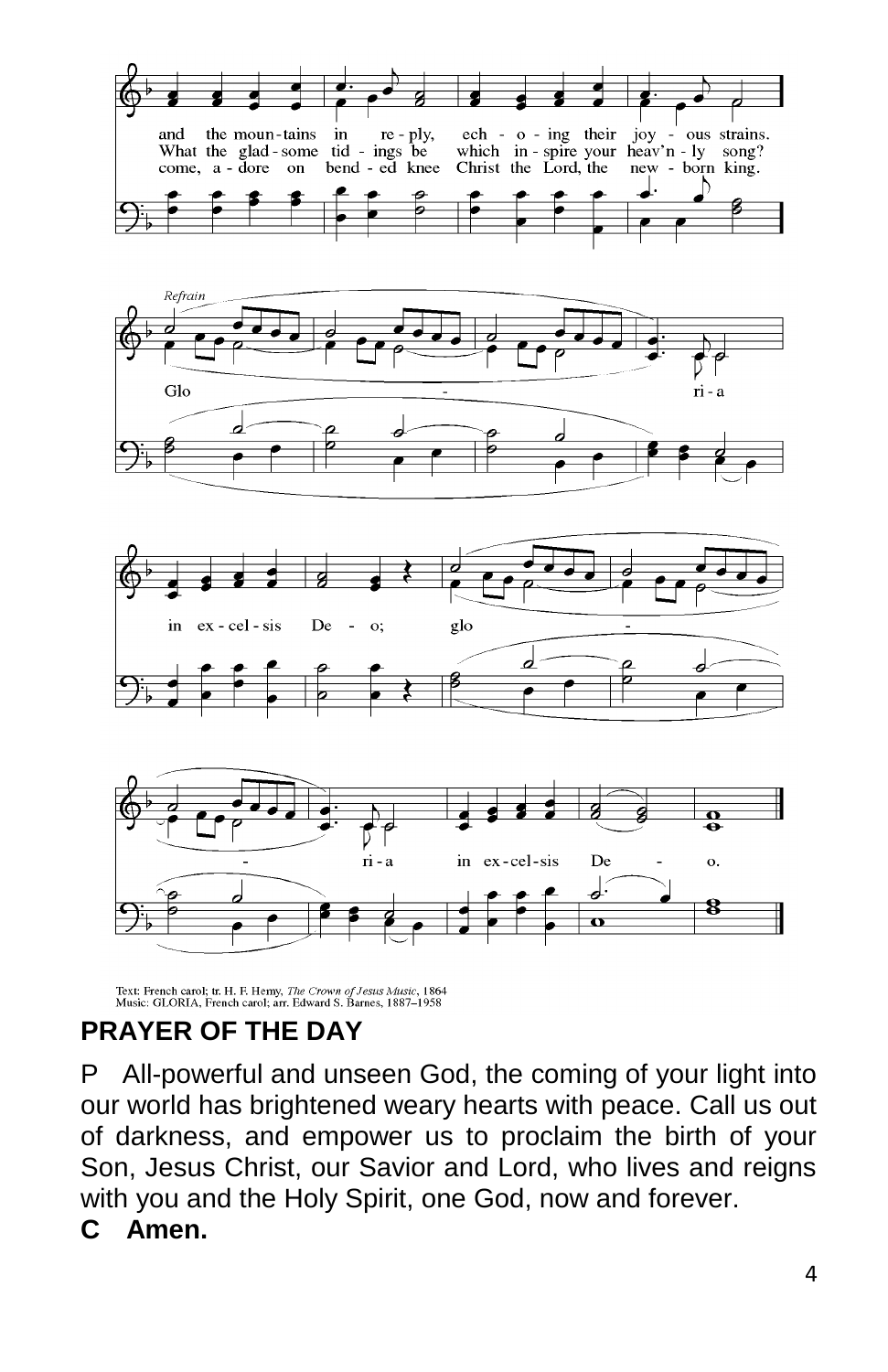and the moun-tains in re-ply, ech-o-ing their joy-ous strains.
What the glad-some tid-ings be which in-spire your heav'n-ly song?
come, a-dore on bend-ed knee Christ the Lord, the new-born king.

*Refrain*

Glo - ri-a in ex-cel-sis De-o; glo - ri-a in ex-cel-sis De - o.

Text: French carol; tr. H. F. Hemy, *The Crown of Jesus Music*, 1864
Music: GLORIA, French carol; arr. Edward S. Barnes, 1887–1958

**PRAYER OF THE DAY**

P All-powerful and unseen God, the coming of your light into our world has brightened weary hearts with peace. Call us out of darkness, and empower us to proclaim the birth of your Son, Jesus Christ, our Savior and Lord, who lives and reigns with you and the Holy Spirit, one God, now and forever.

**C Amen.**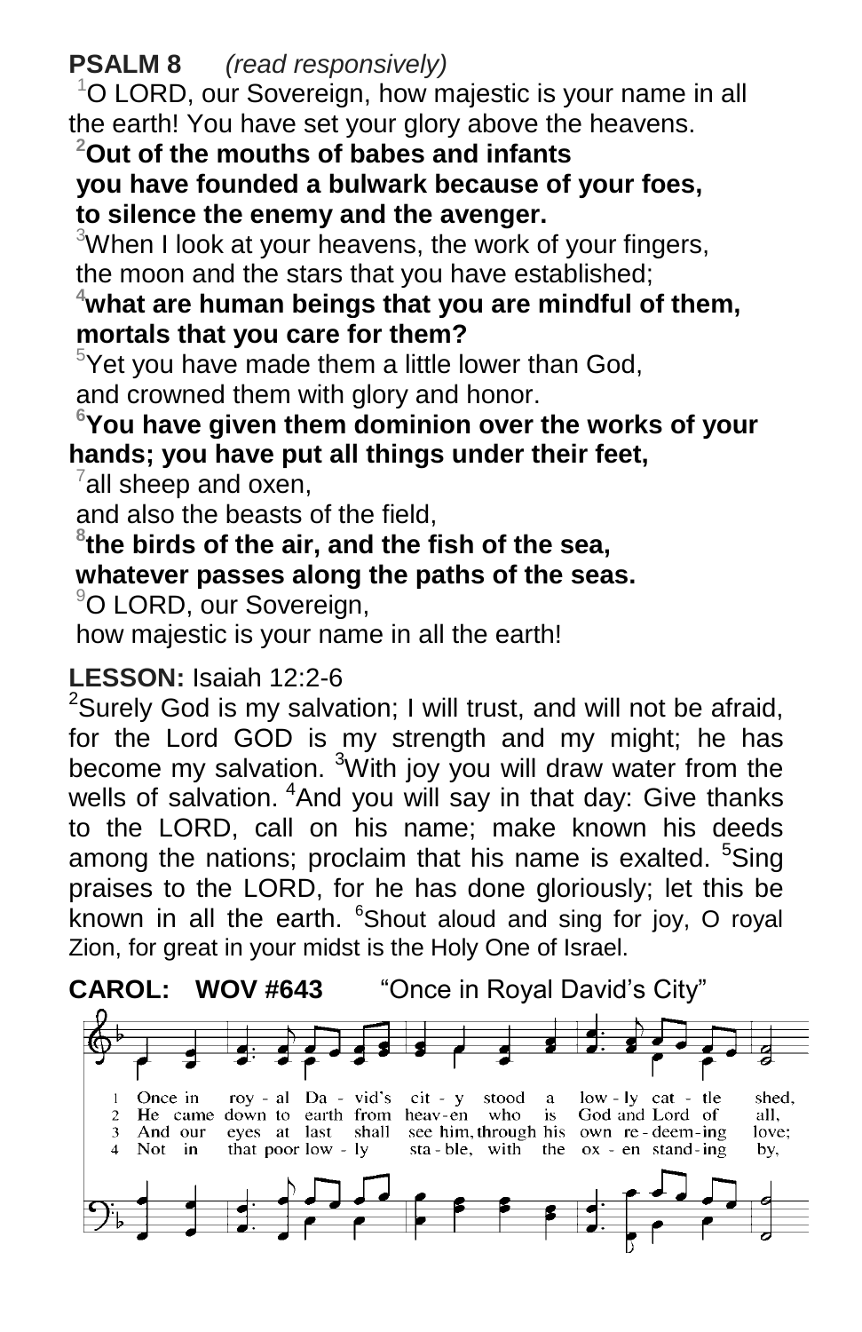**PSALM 8** *(read responsively)*

[1]O LORD, our Sovereign, how majestic is your name in all the earth! You have set your glory above the heavens.

**[2]Out of the mouths of babes and infants**
**you have founded a bulwark because of your foes,**
**to silence the enemy and the avenger.**

[3]When I look at your heavens, the work of your fingers,
the moon and the stars that you have established;

**[4]what are human beings that you are mindful of them,**
**mortals that you care for them?**

[5]Yet you have made them a little lower than God,
and crowned them with glory and honor.

**[6]You have given them dominion over the works of your hands; you have put all things under their feet,**

[7]all sheep and oxen,
and also the beasts of the field,

**[8]the birds of the air, and the fish of the sea,**
**whatever passes along the paths of the seas.**

[9]O LORD, our Sovereign,
how majestic is your name in all the earth!

**LESSON:** Isaiah 12:2-6

[2]Surely God is my salvation; I will trust, and will not be afraid, for the Lord GOD is my strength and my might; he has become my salvation. [3]With joy you will draw water from the wells of salvation. [4]And you will say in that day: Give thanks to the LORD, call on his name; make known his deeds among the nations; proclaim that his name is exalted. [5]Sing praises to the LORD, for he has done gloriously; let this be known in all the earth. [6]Shout aloud and sing for joy, O royal Zion, for great in your midst is the Holy One of Israel.

**CAROL: WOV #643** "Once in Royal David's City"

1 Once in roy - al Da - vid's cit - y stood a low - ly cat - tle shed,
2 He came down to earth from heav - en who is God and Lord of all,
3 And our eyes at last shall see him, through his own re - deem - ing love;
4 Not in that poor low - ly sta - ble, with the ox - en stand - ing by,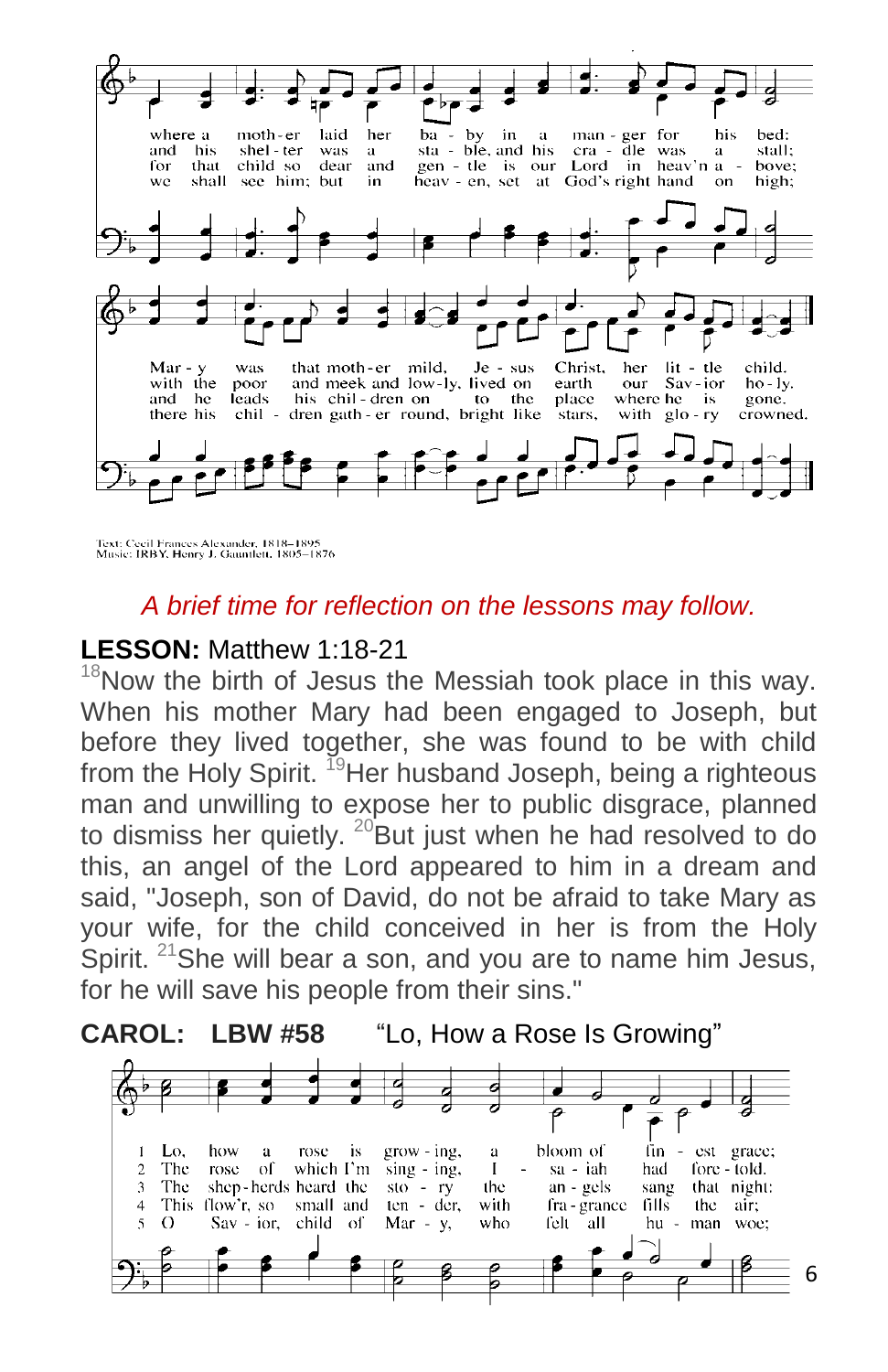where a moth-er laid her ba - by in a man - ger for his bed:
and his shel - ter was a sta - ble, and his cra - dle was a stall;
for that child so dear and gen - tle is our Lord in heav'n a - bove;
we shall see him; but in heav - en, set at God's right hand on high;

Mar - y was that moth - er mild, Je - sus Christ, her lit - tle child.
with the poor and meek and low - ly, lived on earth our Sav - ior ho - ly.
and he leads his chil - dren on to the place where he is gone.
there his chil - dren gath - er round, bright like stars, with glo - ry crowned.

Text: Cecil Frances Alexander, 1818–1895
Music: IRBY, Henry J. Gauntlett, 1805–1876

*A brief time for reflection on the lessons may follow.*

**LESSON:** Matthew 1:18-21

[18]Now the birth of Jesus the Messiah took place in this way. When his mother Mary had been engaged to Joseph, but before they lived together, she was found to be with child from the Holy Spirit. [19]Her husband Joseph, being a righteous man and unwilling to expose her to public disgrace, planned to dismiss her quietly. [20]But just when he had resolved to do this, an angel of the Lord appeared to him in a dream and said, "Joseph, son of David, do not be afraid to take Mary as your wife, for the child conceived in her is from the Holy Spirit. [21]She will bear a son, and you are to name him Jesus, for he will save his people from their sins."

**CAROL: LBW #58** "Lo, How a Rose Is Growing"

1 Lo, how a rose is grow - ing, a bloom of fin - est grace;
2 The rose of which I'm sing - ing, I - sa - iah had fore - told.
3 The shep - herds heard the sto - ry the an - gels sang that night:
4 This flow'r, so small and ten - der, with fra - grance fills the air;
5 O Sav - ior, child of Mar - y, who felt all hu - man woe;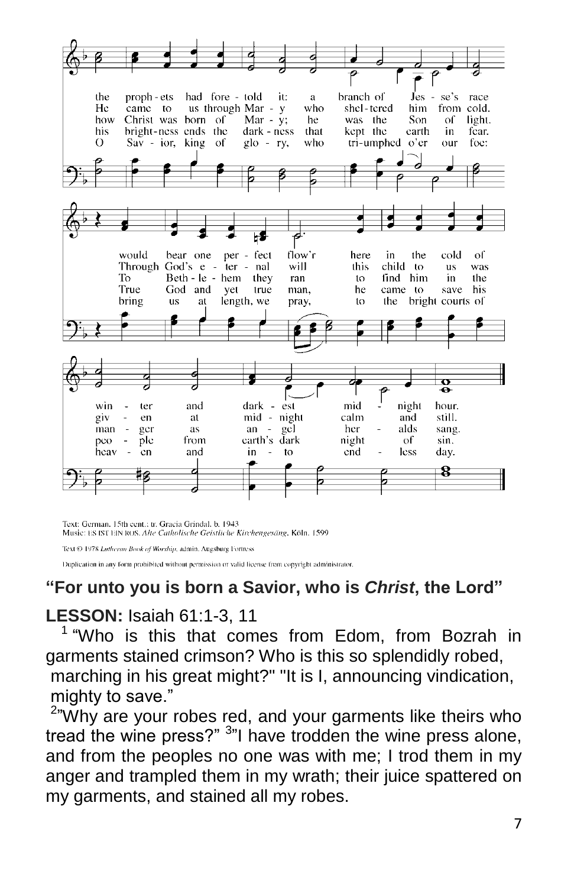the prophets had foretold it: a branch of Jesse's race would bear one perfect flow'r here in the cold of winter and darkest midnight hour.
He came to us through Mary who sheltered him from cold. Through God's eternal will this child to us was given at midnight calm and still.
how Christ was born of Mary; he was the Son of light. To Bethlehem they ran to find him in the manger as angels heralds sang.
his brightness ends the darkness that kept the earth in fear. True God and yet true man, he came to save his people from earth's dark night of sin.
O Savior, king of glory, who triumphed o'er our foe: bring us at length, we pray, to the bright courts of heaven and into endless day.

Text: German, 15th cent.; tr. Gracia Grindal, b. 1943
Music: ES IST EIN ROS, *Alte Catholische Geistliche Kirchengesäng*, Köln, 1599

Text © 1978 *Lutheran Book of Worship*, admin. Augsburg Fortress

Duplication in any form prohibited without permission or valid license from copyright administrator.

**"For unto you is born a Savior, who is *Christ*, the Lord"**

**LESSON:** Isaiah 61:1-3, 11

[1] "Who is this that comes from Edom, from Bozrah in garments stained crimson? Who is this so splendidly robed,
marching in his great might?" "It is I, announcing vindication,
mighty to save."

[2]"Why are your robes red, and your garments like theirs who tread the wine press?" [3]"I have trodden the wine press alone, and from the peoples no one was with me; I trod them in my anger and trampled them in my wrath; their juice spattered on my garments, and stained all my robes.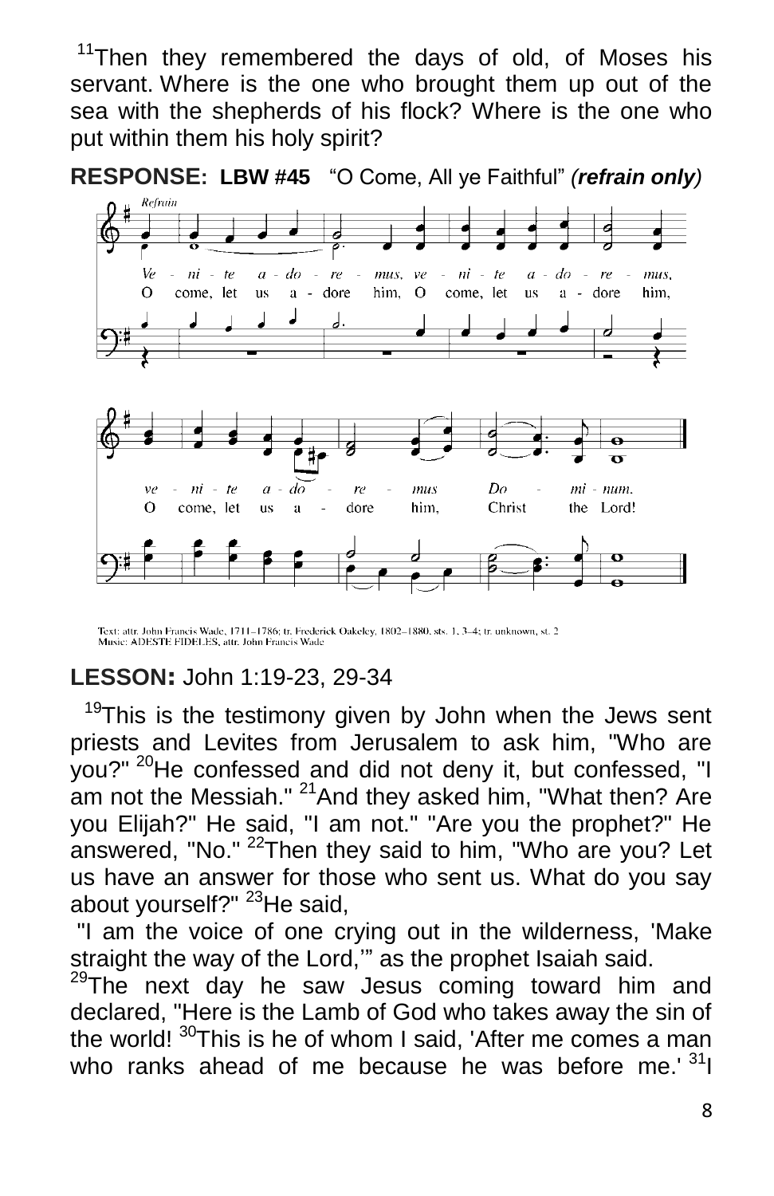[11]Then they remembered the days of old, of Moses his servant. Where is the one who brought them up out of the sea with the shepherds of his flock? Where is the one who put within them his holy spirit?

**RESPONSE: LBW #45** "O Come, All ye Faithful" ***(refrain only)***

*Refrain*

Ve - ni - te a - do - re - mus, ve - ni - te a - do - re - mus,
O come, let us a - dore him, O come, let us a - dore him,

ve - ni - te a - do - re - mus Do - mi - num.
O come, let us a - dore him, Christ the Lord!

Text: attr. John Francis Wade, 1711–1786; tr. Frederick Oakeley, 1802–1880, sts. 1, 3–4; tr. unknown, st. 2
Music: ADESTE FIDELES, attr. John Francis Wade

**LESSON:** John 1:19-23, 29-34

[19]This is the testimony given by John when the Jews sent priests and Levites from Jerusalem to ask him, "Who are you?" [20]He confessed and did not deny it, but confessed, "I am not the Messiah." [21]And they asked him, "What then? Are you Elijah?" He said, "I am not." "Are you the prophet?" He answered, "No." [22]Then they said to him, "Who are you? Let us have an answer for those who sent us. What do you say about yourself?" [23]He said,

"I am the voice of one crying out in the wilderness, 'Make straight the way of the Lord,'" as the prophet Isaiah said.

[29]The next day he saw Jesus coming toward him and declared, "Here is the Lamb of God who takes away the sin of the world! [30]This is he of whom I said, 'After me comes a man who ranks ahead of me because he was before me.' [31]I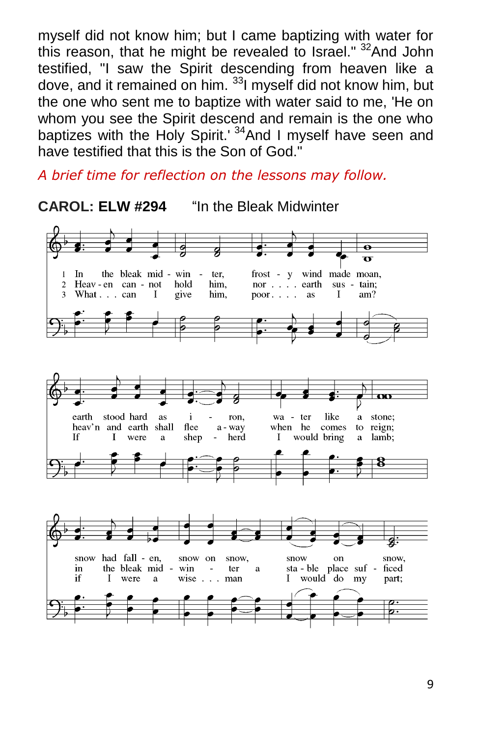myself did not know him; but I came baptizing with water for this reason, that he might be revealed to Israel." [32]And John testified, "I saw the Spirit descending from heaven like a dove, and it remained on him. [33]I myself did not know him, but the one who sent me to baptize with water said to me, 'He on whom you see the Spirit descend and remain is the one who baptizes with the Holy Spirit.' [34]And I myself have seen and have testified that this is the Son of God."

*A brief time for reflection on the lessons may follow.*

**CAROL: ELW #294** "In the Bleak Midwinter"

1 In the bleak mid - win - ter, frost - y wind made moan, earth stood hard as i - ron, wa - ter like a stone; snow had fall - en, snow on snow, snow on snow,

2 Heav - en can - not hold him, nor earth sus - tain; heav'n and earth shall flee a - way when he comes to reign; in the bleak mid - win - ter a sta - ble place suf - ficed

3 What can I give him, poor as I am? If I were a shep - herd I would bring a lamb; if I were a wise man I would do my part;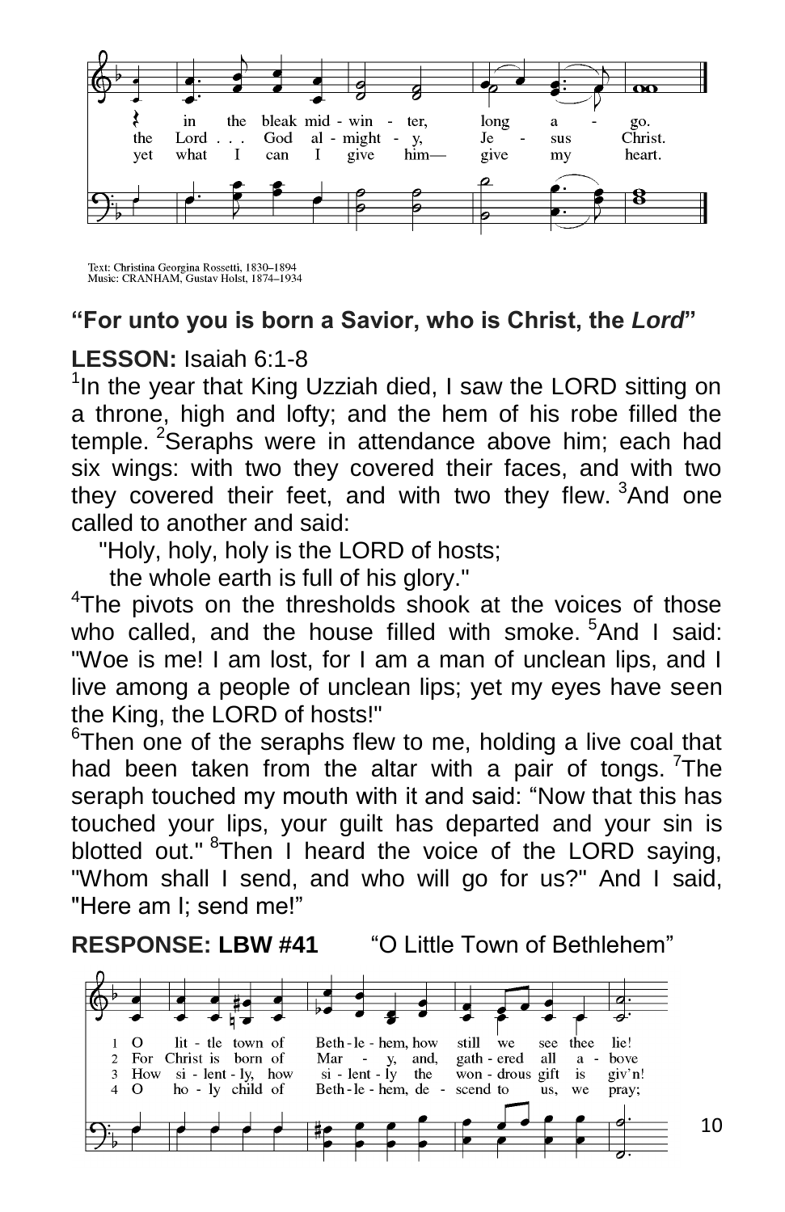|   | in | the | bleak mid - win - ter, | long | a - | go. |
|---|---|---|---|---|---|---|
| the | Lord . . . | God | al - might - y, | Je - | sus | Christ. |
| yet | what | I | can I give him— | give | my | heart. |

Text: Christina Georgina Rossetti, 1830–1894
Music: CRANHAM, Gustav Holst, 1874–1934

**"For unto you is born a Savior, who is Christ, the *Lord*"**

**LESSON:** Isaiah 6:1-8

[1]In the year that King Uzziah died, I saw the LORD sitting on a throne, high and lofty; and the hem of his robe filled the temple. [2]Seraphs were in attendance above him; each had six wings: with two they covered their faces, and with two they covered their feet, and with two they flew. [3]And one called to another and said:

"Holy, holy, holy is the LORD of hosts;
the whole earth is full of his glory."

[4]The pivots on the thresholds shook at the voices of those who called, and the house filled with smoke. [5]And I said: "Woe is me! I am lost, for I am a man of unclean lips, and I live among a people of unclean lips; yet my eyes have seen the King, the LORD of hosts!"

[6]Then one of the seraphs flew to me, holding a live coal that had been taken from the altar with a pair of tongs. [7]The seraph touched my mouth with it and said: "Now that this has touched your lips, your guilt has departed and your sin is blotted out." [8]Then I heard the voice of the LORD saying, "Whom shall I send, and who will go for us?" And I said, "Here am I; send me!"

**RESPONSE: LBW #41** "O Little Town of Bethlehem"

1 O lit - tle town of Beth - le - hem, how still we see thee lie!
2 For Christ is born of Mar - y, and, gath - ered all a - bove
3 How si - lent - ly, how si - lent - ly the won - drous gift is giv'n!
4 O ho - ly child of Beth - le - hem, de - scend to us, we pray;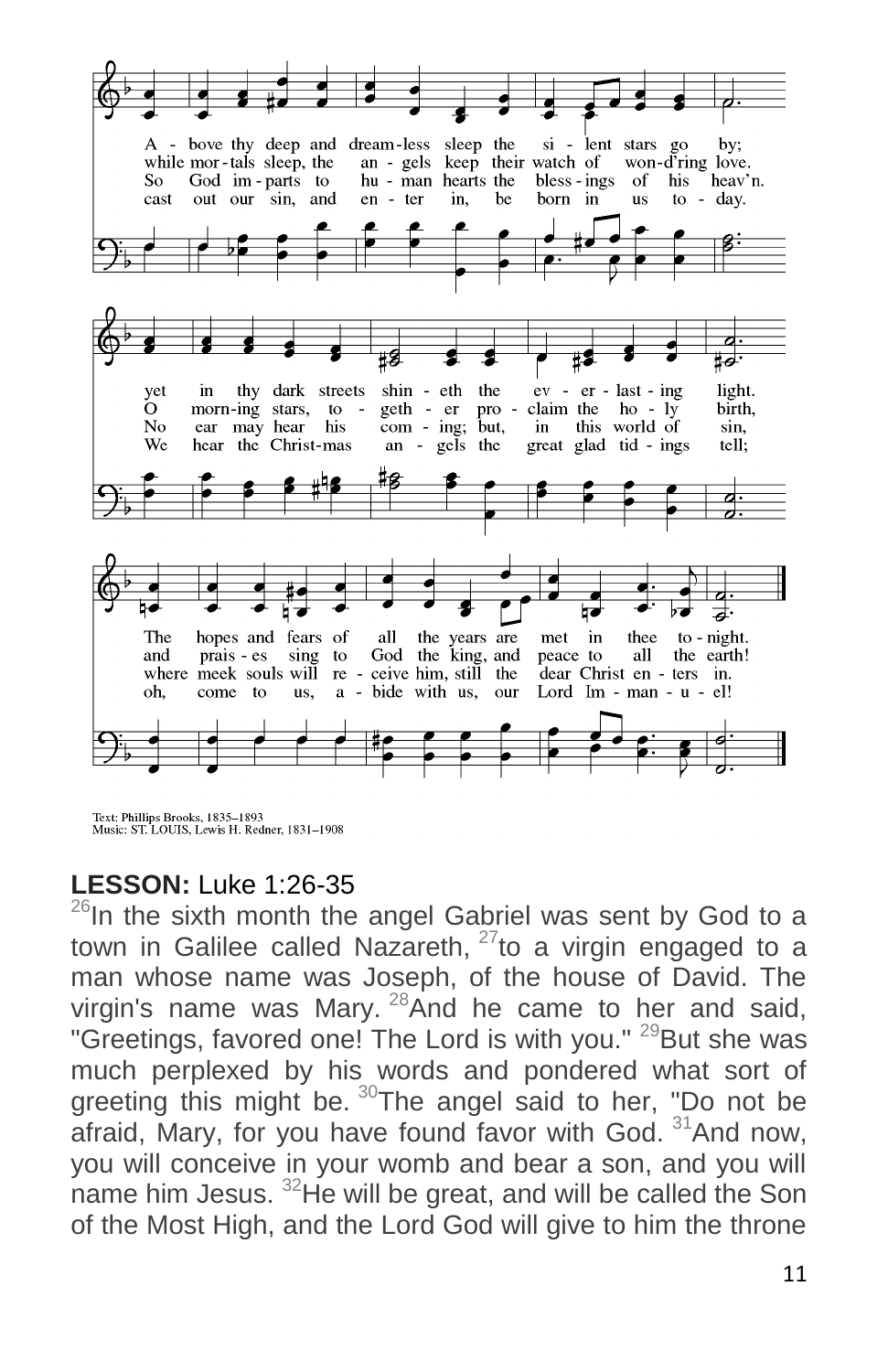A - bove thy deep and dream-less sleep the si - lent stars go by;
while mor-tals sleep, the an - gels keep their watch of won-d'ring love.
So God im-parts to hu - man hearts the bless-ings of his heav'n.
cast out our sin, and en - ter in, be born in us to - day.

yet in thy dark streets shin - eth the ev - er - last - ing light.
O morn-ing stars, to - geth - er pro - claim the ho - ly birth,
No ear may hear his com - ing; but, in this world of sin,
We hear the Christ-mas an - gels the great glad tid - ings tell;

The hopes and fears of all the years are met in thee to - night.
and prais - es sing to God the king, and peace to all the earth!
where meek souls will re - ceive him, still the dear Christ en - ters in.
oh, come to us, a - bide with us, our Lord Im - man - u - el!

Text: Phillips Brooks, 1835–1893
Music: ST. LOUIS, Lewis H. Redner, 1831–1908

**LESSON:** Luke 1:26-35

[26]In the sixth month the angel Gabriel was sent by God to a town in Galilee called Nazareth, [27]to a virgin engaged to a man whose name was Joseph, of the house of David. The virgin's name was Mary. [28]And he came to her and said, "Greetings, favored one! The Lord is with you." [29]But she was much perplexed by his words and pondered what sort of greeting this might be. [30]The angel said to her, "Do not be afraid, Mary, for you have found favor with God. [31]And now, you will conceive in your womb and bear a son, and you will name him Jesus. [32]He will be great, and will be called the Son of the Most High, and the Lord God will give to him the throne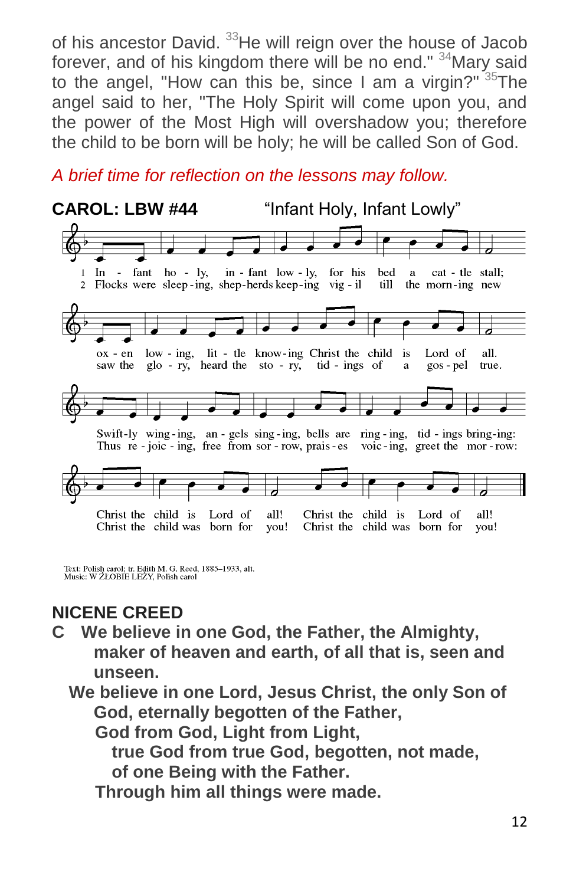of his ancestor David. [33]He will reign over the house of Jacob forever, and of his kingdom there will be no end." [34]Mary said to the angel, "How can this be, since I am a virgin?" [35]The angel said to her, "The Holy Spirit will come upon you, and the power of the Most High will overshadow you; therefore the child to be born will be holy; he will be called Son of God.

*A brief time for reflection on the lessons may follow.*

**CAROL: LBW #44** "Infant Holy, Infant Lowly"

1 In - fant ho - ly, in - fant low - ly, for his bed a cat - tle stall; ox - en low - ing, lit - tle know-ing Christ the child is Lord of all. Swift-ly wing-ing, an - gels sing-ing, bells are ring - ing, tid - ings bring-ing: Christ the child is Lord of all! Christ the child is Lord of all!

2 Flocks were sleep-ing, shep-herds keep-ing vig - il till the morn-ing new saw the glo - ry, heard the sto - ry, tid - ings of a gos - pel true. Thus re - joic - ing, free from sor - row, prais - es voic - ing, greet the mor - row: Christ the child was born for you! Christ the child was born for you!

Text: Polish carol; tr. Edith M. G. Reed, 1885–1933, alt.
Music: W ŻŁOBIE LEŻY, Polish carol

## NICENE CREED

**C We believe in one God, the Father, the Almighty, maker of heaven and earth, of all that is, seen and unseen.**

**We believe in one Lord, Jesus Christ, the only Son of God, eternally begotten of the Father,**
**God from God, Light from Light,**
**true God from true God, begotten, not made,**
**of one Being with the Father.**
**Through him all things were made.**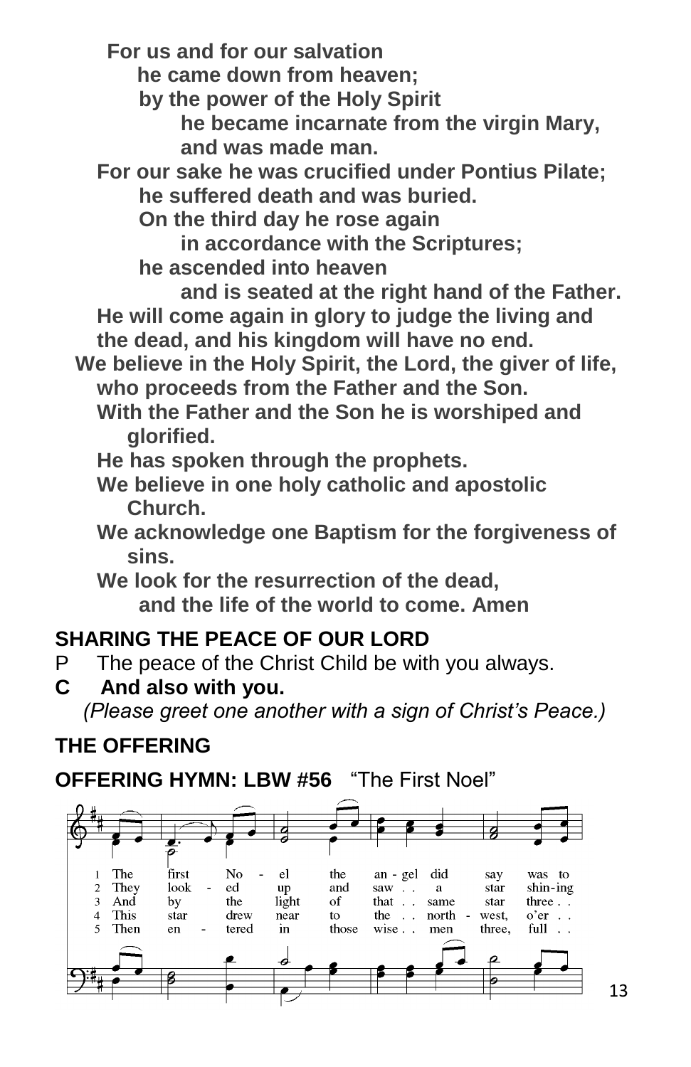**For us and for our salvation**
**he came down from heaven;**
**by the power of the Holy Spirit**
**he became incarnate from the virgin Mary,**
**and was made man.**
**For our sake he was crucified under Pontius Pilate;**
**he suffered death and was buried.**
**On the third day he rose again**
**in accordance with the Scriptures;**
**he ascended into heaven**
**and is seated at the right hand of the Father.**
**He will come again in glory to judge the living and the dead, and his kingdom will have no end.**
**We believe in the Holy Spirit, the Lord, the giver of life,**
**who proceeds from the Father and the Son.**
**With the Father and the Son he is worshiped and glorified.**
**He has spoken through the prophets.**
**We believe in one holy catholic and apostolic Church.**
**We acknowledge one Baptism for the forgiveness of sins.**
**We look for the resurrection of the dead,**
**and the life of the world to come. Amen**

## SHARING THE PEACE OF OUR LORD

P The peace of the Christ Child be with you always.
**C And also with you.**
*(Please greet one another with a sign of Christ's Peace.)*

## THE OFFERING

**OFFERING HYMN: LBW #56** "The First Noel"

1 The first No - el the an - gel did say was to
2 They look - ed up and saw . . a star shin-ing
3 And by the light of that . . same star three . .
4 This star drew near to the . . north - west, o'er . .
5 Then en - tered in those wise . . men three, full . .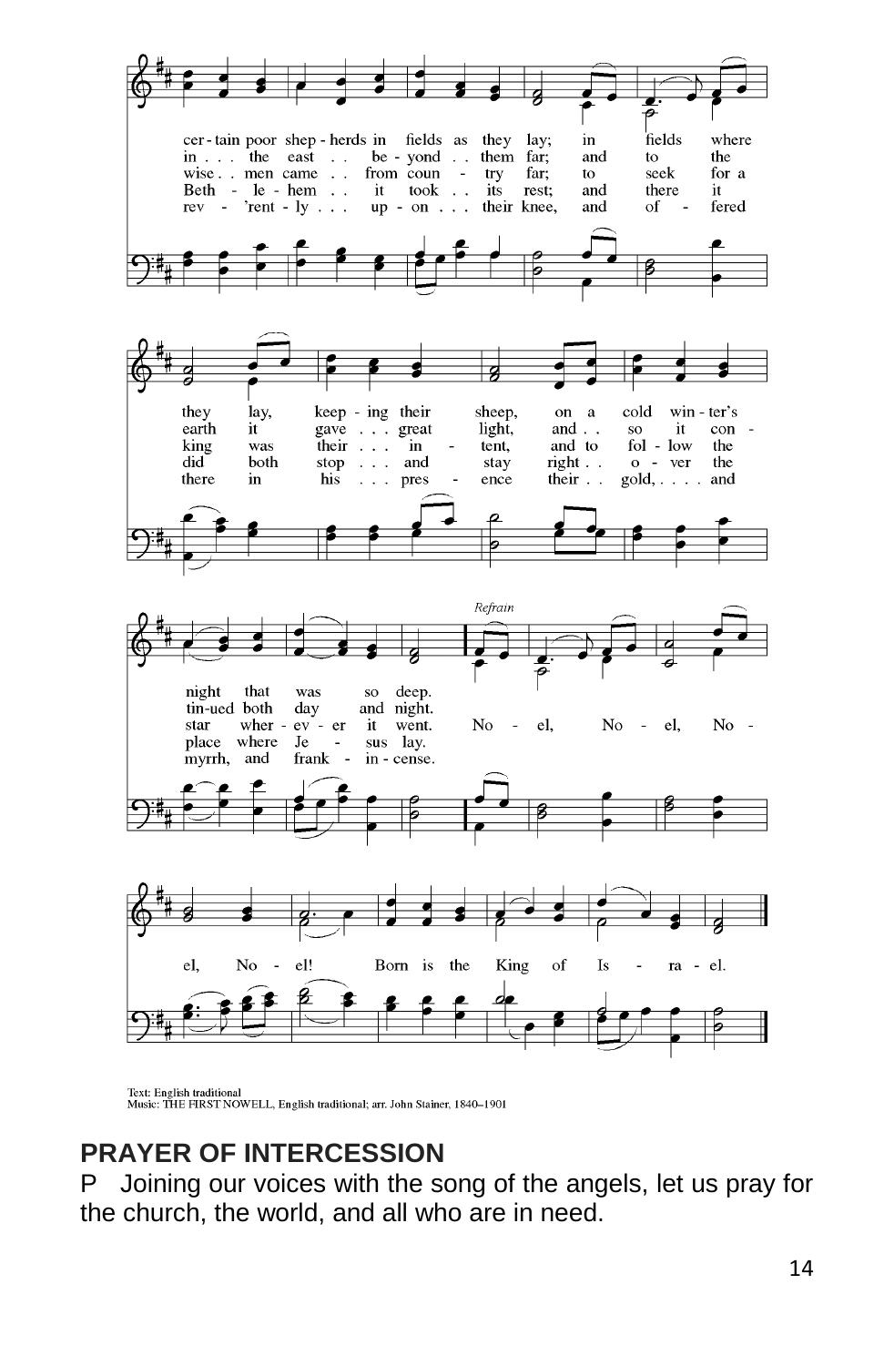cer - tain poor shep - herds in fields as they lay; in fields where they lay, keep - ing their sheep, on a cold win - ter's night that was so deep.
in . . . the east . . be - yond . . them far; and to the earth it gave . . . great light, and . . so it con - tin-ued both day and night.
wise . . men came . . from coun - try far; to seek for a king was their . . . in - tent, and to fol - low the star wher - ev - er it went.
Beth - le - hem . . it took . . its rest; and there it did both stop . . . and stay right . . o - ver the place where Je - sus lay.
rev - 'rent - ly . . . up - on . . . their knee, and of - fered there in his . . . pres - ence their . . gold, . . . . and myrrh, and frank - in - cense.

*Refrain*

No - el, No - el, No - el, No - el! Born is the King of Is - ra - el.

Text: English traditional
Music: THE FIRST NOWELL, English traditional; arr. John Stainer, 1840–1901

**PRAYER OF INTERCESSION**

P Joining our voices with the song of the angels, let us pray for the church, the world, and all who are in need.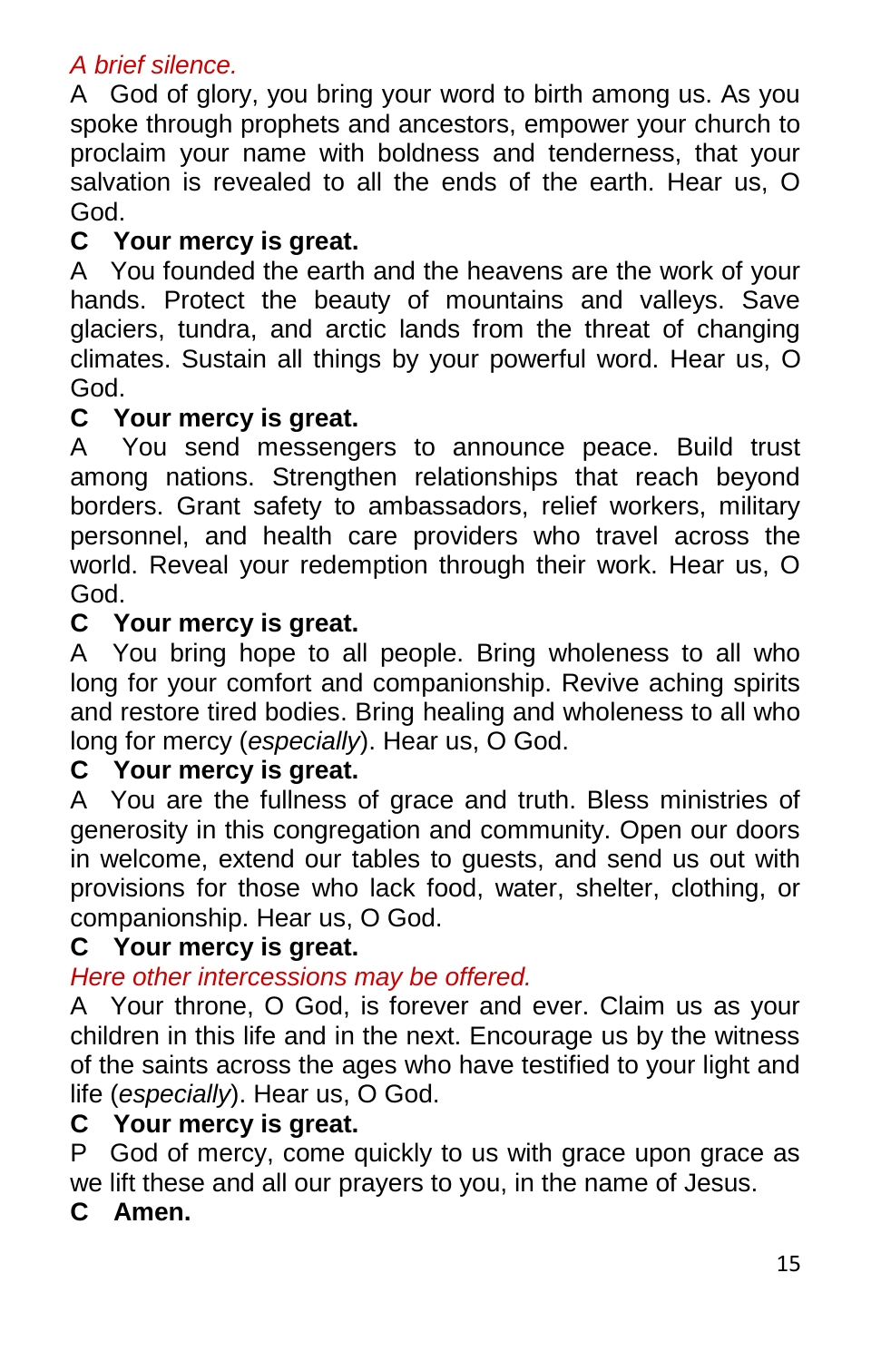*A brief silence.*

A God of glory, you bring your word to birth among us. As you spoke through prophets and ancestors, empower your church to proclaim your name with boldness and tenderness, that your salvation is revealed to all the ends of the earth. Hear us, O God.

**C Your mercy is great.**

A You founded the earth and the heavens are the work of your hands. Protect the beauty of mountains and valleys. Save glaciers, tundra, and arctic lands from the threat of changing climates. Sustain all things by your powerful word. Hear us, O God.

**C Your mercy is great.**

A You send messengers to announce peace. Build trust among nations. Strengthen relationships that reach beyond borders. Grant safety to ambassadors, relief workers, military personnel, and health care providers who travel across the world. Reveal your redemption through their work. Hear us, O God.

**C Your mercy is great.**

A You bring hope to all people. Bring wholeness to all who long for your comfort and companionship. Revive aching spirits and restore tired bodies. Bring healing and wholeness to all who long for mercy (*especially*). Hear us, O God.

**C Your mercy is great.**

A You are the fullness of grace and truth. Bless ministries of generosity in this congregation and community. Open our doors in welcome, extend our tables to guests, and send us out with provisions for those who lack food, water, shelter, clothing, or companionship. Hear us, O God.

**C Your mercy is great.**

*Here other intercessions may be offered.*

A Your throne, O God, is forever and ever. Claim us as your children in this life and in the next. Encourage us by the witness of the saints across the ages who have testified to your light and life (*especially*). Hear us, O God.

**C Your mercy is great.**

P God of mercy, come quickly to us with grace upon grace as we lift these and all our prayers to you, in the name of Jesus.

**C Amen.**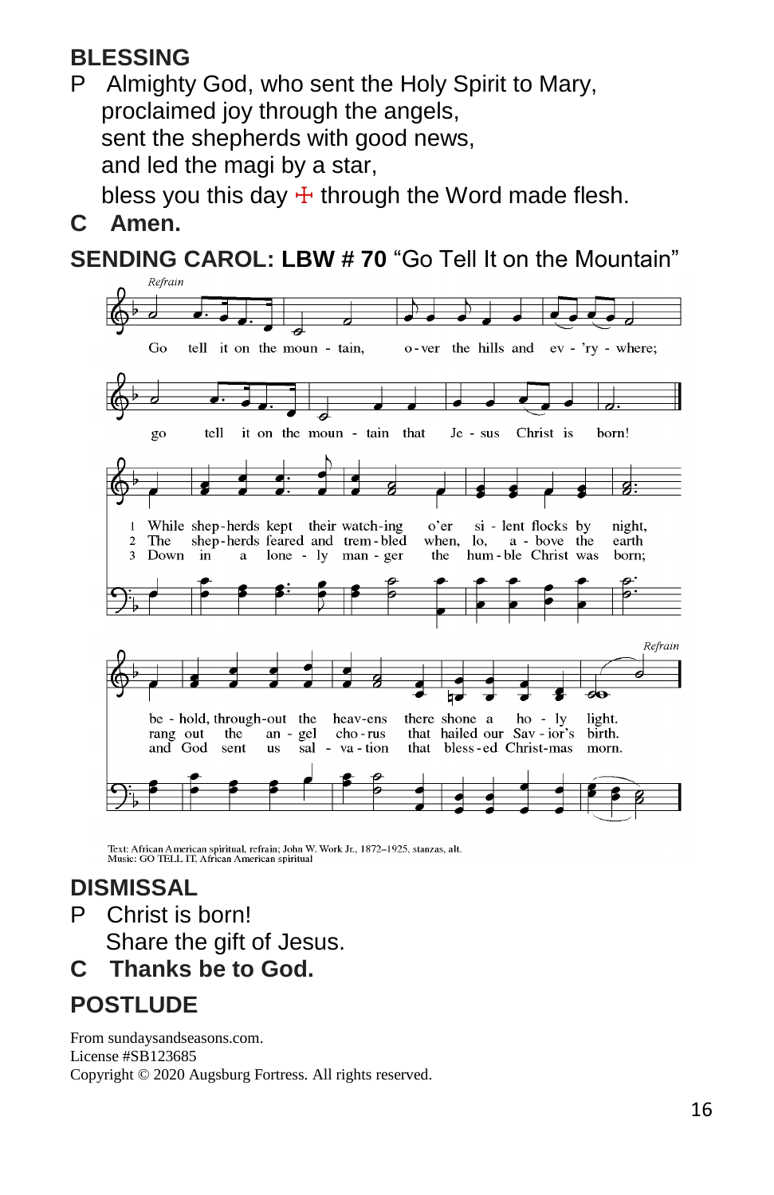## BLESSING

P  Almighty God, who sent the Holy Spirit to Mary,
proclaimed joy through the angels,
sent the shepherds with good news,
and led the magi by a star,
bless you this day ☩ through the Word made flesh.

**C  Amen.**

## SENDING CAROL: LBW # 70 "Go Tell It on the Mountain"

*Refrain*

Go tell it on the mountain, o-ver the hills and ev-'ry-where;
go tell it on the mountain that Jesus Christ is born!

1 While shepherds kept their watching o'er silent flocks by night, be-hold, through-out the heavens there shone a holy light.
2 The shepherds feared and trembled when, lo, above the earth rang out the angel chorus that hailed our Savior's birth.
3 Down in a lonely manger the humble Christ was born; and God sent us salvation that blessed Christmas morn.

*Refrain*

Text: African American spiritual, refrain; John W. Work Jr., 1872–1925, stanzas, alt.
Music: GO TELL IT, African American spiritual

## DISMISSAL

P  Christ is born!
Share the gift of Jesus.

**C  Thanks be to God.**

## POSTLUDE

From sundaysandseasons.com.
License #SB123685
Copyright © 2020 Augsburg Fortress. All rights reserved.